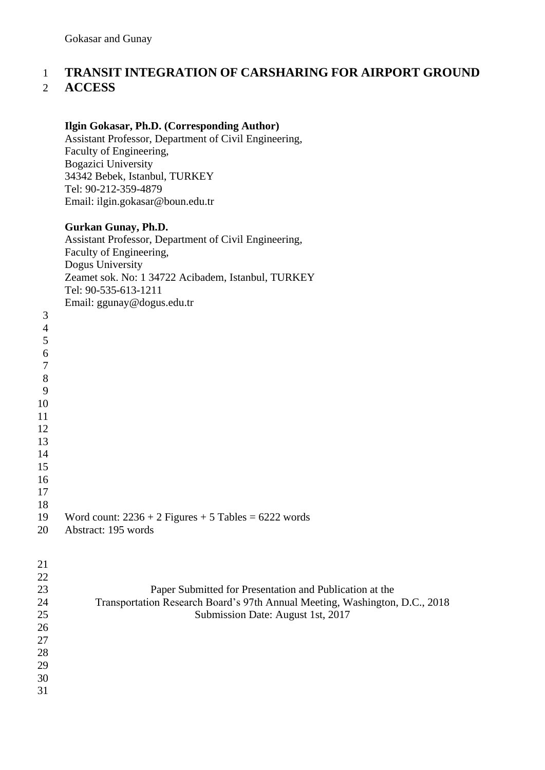# TRANSIT INTEGRATION OF CARSHARING FOR AIRPORT GROUND ACCESS

**Ilgin Gokasar, Ph.D. (Corresponding Author)**
Assistant Professor, Department of Civil Engineering,
Faculty of Engineering,
Bogazici University
34342 Bebek, Istanbul, TURKEY
Tel: 90-212-359-4879
Email: ilgin.gokasar@boun.edu.tr

**Gurkan Gunay, Ph.D.**
Assistant Professor, Department of Civil Engineering,
Faculty of Engineering,
Dogus University
Zeamet sok. No: 1 34722 Acibadem, Istanbul, TURKEY
Tel: 90-535-613-1211
Email: ggunay@dogus.edu.tr

Word count: 2236 + 2 Figures + 5 Tables = 6222 words
Abstract: 195 words

Paper Submitted for Presentation and Publication at the
Transportation Research Board's 97th Annual Meeting, Washington, D.C., 2018
Submission Date: August 1st, 2017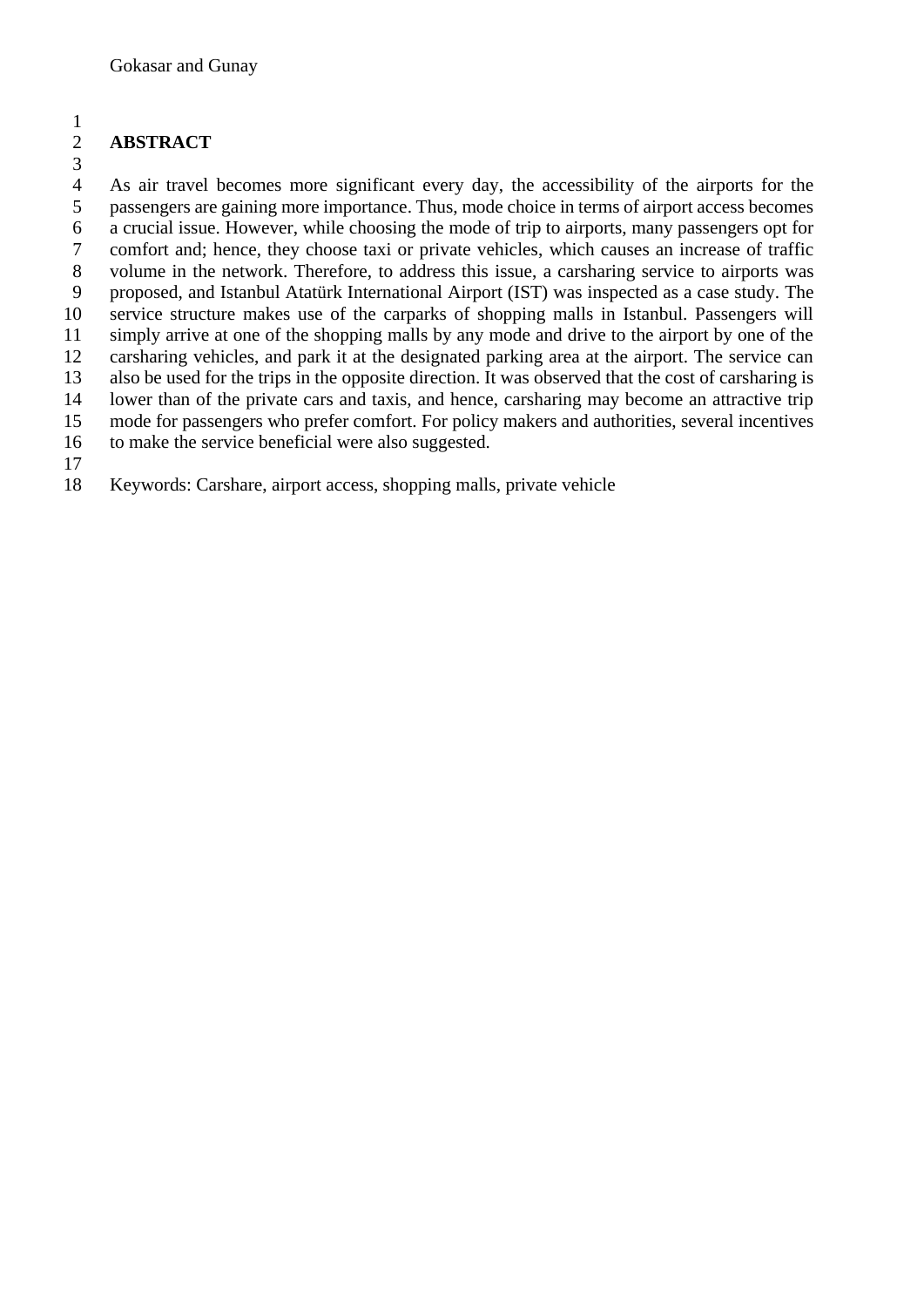## ABSTRACT

As air travel becomes more significant every day, the accessibility of the airports for the passengers are gaining more importance. Thus, mode choice in terms of airport access becomes a crucial issue. However, while choosing the mode of trip to airports, many passengers opt for comfort and; hence, they choose taxi or private vehicles, which causes an increase of traffic volume in the network. Therefore, to address this issue, a carsharing service to airports was proposed, and Istanbul Atatürk International Airport (IST) was inspected as a case study. The service structure makes use of the carparks of shopping malls in Istanbul. Passengers will simply arrive at one of the shopping malls by any mode and drive to the airport by one of the carsharing vehicles, and park it at the designated parking area at the airport. The service can also be used for the trips in the opposite direction. It was observed that the cost of carsharing is lower than of the private cars and taxis, and hence, carsharing may become an attractive trip mode for passengers who prefer comfort. For policy makers and authorities, several incentives to make the service beneficial were also suggested.

Keywords: Carshare, airport access, shopping malls, private vehicle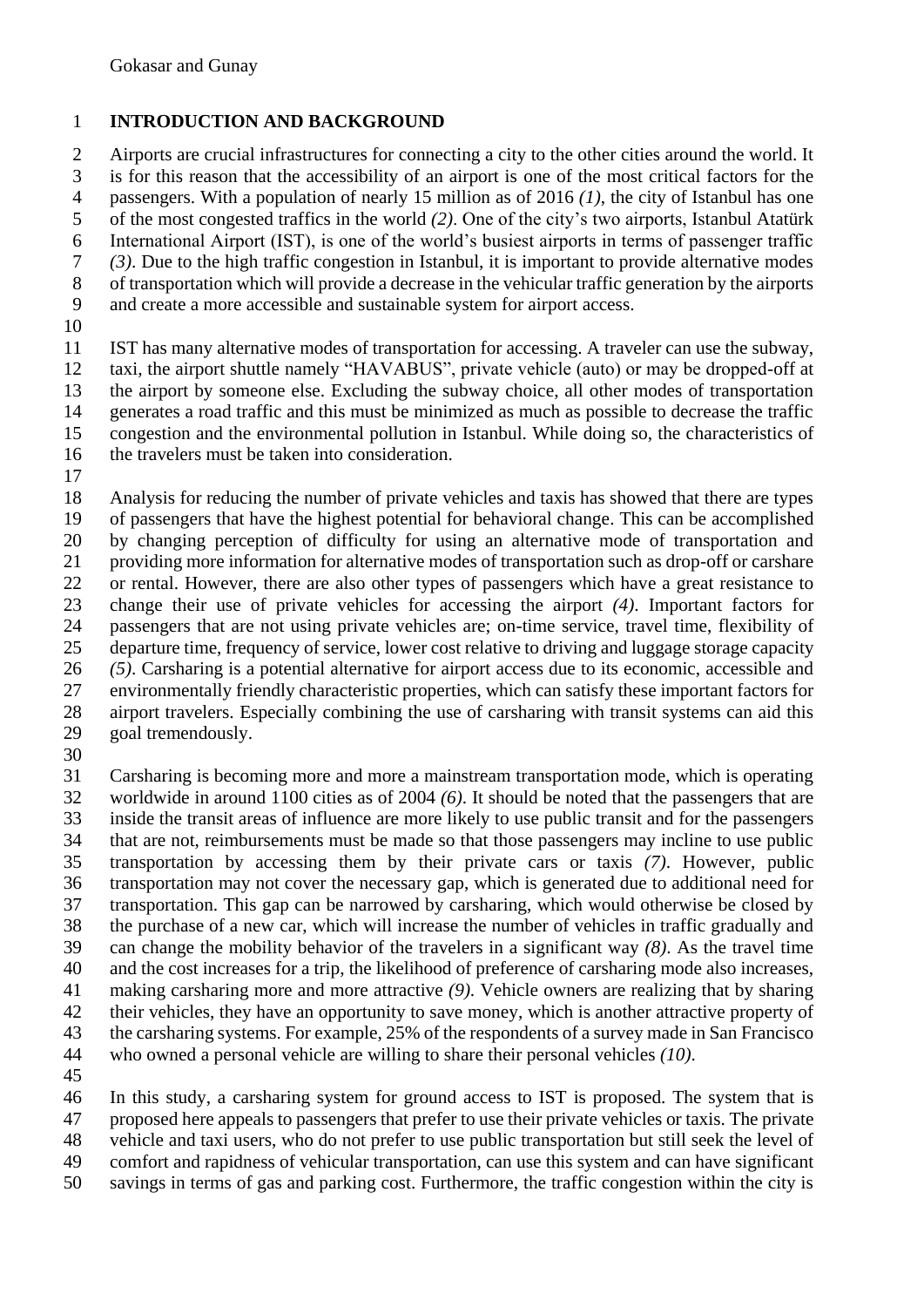# INTRODUCTION AND BACKGROUND

Airports are crucial infrastructures for connecting a city to the other cities around the world. It is for this reason that the accessibility of an airport is one of the most critical factors for the passengers. With a population of nearly 15 million as of 2016 *(1)*, the city of Istanbul has one of the most congested traffics in the world *(2)*. One of the city's two airports, Istanbul Atatürk International Airport (IST), is one of the world's busiest airports in terms of passenger traffic *(3)*. Due to the high traffic congestion in Istanbul, it is important to provide alternative modes of transportation which will provide a decrease in the vehicular traffic generation by the airports and create a more accessible and sustainable system for airport access.

IST has many alternative modes of transportation for accessing. A traveler can use the subway, taxi, the airport shuttle namely "HAVABUS", private vehicle (auto) or may be dropped-off at the airport by someone else. Excluding the subway choice, all other modes of transportation generates a road traffic and this must be minimized as much as possible to decrease the traffic congestion and the environmental pollution in Istanbul. While doing so, the characteristics of the travelers must be taken into consideration.

Analysis for reducing the number of private vehicles and taxis has showed that there are types of passengers that have the highest potential for behavioral change. This can be accomplished by changing perception of difficulty for using an alternative mode of transportation and providing more information for alternative modes of transportation such as drop-off or carshare or rental. However, there are also other types of passengers which have a great resistance to change their use of private vehicles for accessing the airport *(4)*. Important factors for passengers that are not using private vehicles are; on-time service, travel time, flexibility of departure time, frequency of service, lower cost relative to driving and luggage storage capacity *(5)*. Carsharing is a potential alternative for airport access due to its economic, accessible and environmentally friendly characteristic properties, which can satisfy these important factors for airport travelers. Especially combining the use of carsharing with transit systems can aid this goal tremendously.

Carsharing is becoming more and more a mainstream transportation mode, which is operating worldwide in around 1100 cities as of 2004 *(6)*. It should be noted that the passengers that are inside the transit areas of influence are more likely to use public transit and for the passengers that are not, reimbursements must be made so that those passengers may incline to use public transportation by accessing them by their private cars or taxis *(7)*. However, public transportation may not cover the necessary gap, which is generated due to additional need for transportation. This gap can be narrowed by carsharing, which would otherwise be closed by the purchase of a new car, which will increase the number of vehicles in traffic gradually and can change the mobility behavior of the travelers in a significant way *(8)*. As the travel time and the cost increases for a trip, the likelihood of preference of carsharing mode also increases, making carsharing more and more attractive *(9)*. Vehicle owners are realizing that by sharing their vehicles, they have an opportunity to save money, which is another attractive property of the carsharing systems. For example, 25% of the respondents of a survey made in San Francisco who owned a personal vehicle are willing to share their personal vehicles *(10)*.

In this study, a carsharing system for ground access to IST is proposed. The system that is proposed here appeals to passengers that prefer to use their private vehicles or taxis. The private vehicle and taxi users, who do not prefer to use public transportation but still seek the level of comfort and rapidness of vehicular transportation, can use this system and can have significant savings in terms of gas and parking cost. Furthermore, the traffic congestion within the city is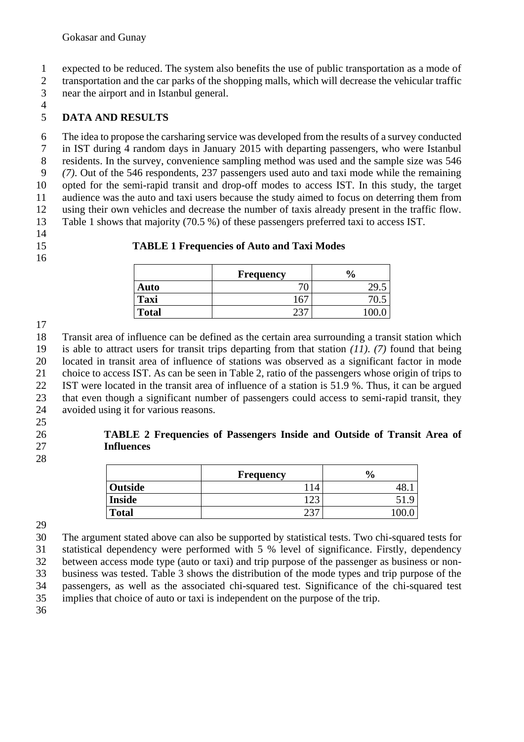expected to be reduced. The system also benefits the use of public transportation as a mode of transportation and the car parks of the shopping malls, which will decrease the vehicular traffic near the airport and in Istanbul general.

## DATA AND RESULTS

The idea to propose the carsharing service was developed from the results of a survey conducted in IST during 4 random days in January 2015 with departing passengers, who were Istanbul residents. In the survey, convenience sampling method was used and the sample size was 546 *(7)*. Out of the 546 respondents, 237 passengers used auto and taxi mode while the remaining opted for the semi-rapid transit and drop-off modes to access IST. In this study, the target audience was the auto and taxi users because the study aimed to focus on deterring them from using their own vehicles and decrease the number of taxis already present in the traffic flow. Table 1 shows that majority (70.5 %) of these passengers preferred taxi to access IST.

**TABLE 1 Frequencies of Auto and Taxi Modes**

| | **Frequency** | **%** |
|---|---|---|
| **Auto** | 70 | 29.5 |
| **Taxi** | 167 | 70.5 |
| **Total** | 237 | 100.0 |

Transit area of influence can be defined as the certain area surrounding a transit station which is able to attract users for transit trips departing from that station *(11)*. *(7)* found that being located in transit area of influence of stations was observed as a significant factor in mode choice to access IST. As can be seen in Table 2, ratio of the passengers whose origin of trips to IST were located in the transit area of influence of a station is 51.9 %. Thus, it can be argued that even though a significant number of passengers could access to semi-rapid transit, they avoided using it for various reasons.

**TABLE 2 Frequencies of Passengers Inside and Outside of Transit Area of Influences**

| | **Frequency** | **%** |
|---|---|---|
| **Outside** | 114 | 48.1 |
| **Inside** | 123 | 51.9 |
| **Total** | 237 | 100.0 |

The argument stated above can also be supported by statistical tests. Two chi-squared tests for statistical dependency were performed with 5 % level of significance. Firstly, dependency between access mode type (auto or taxi) and trip purpose of the passenger as business or non-business was tested. Table 3 shows the distribution of the mode types and trip purpose of the passengers, as well as the associated chi-squared test. Significance of the chi-squared test implies that choice of auto or taxi is independent on the purpose of the trip.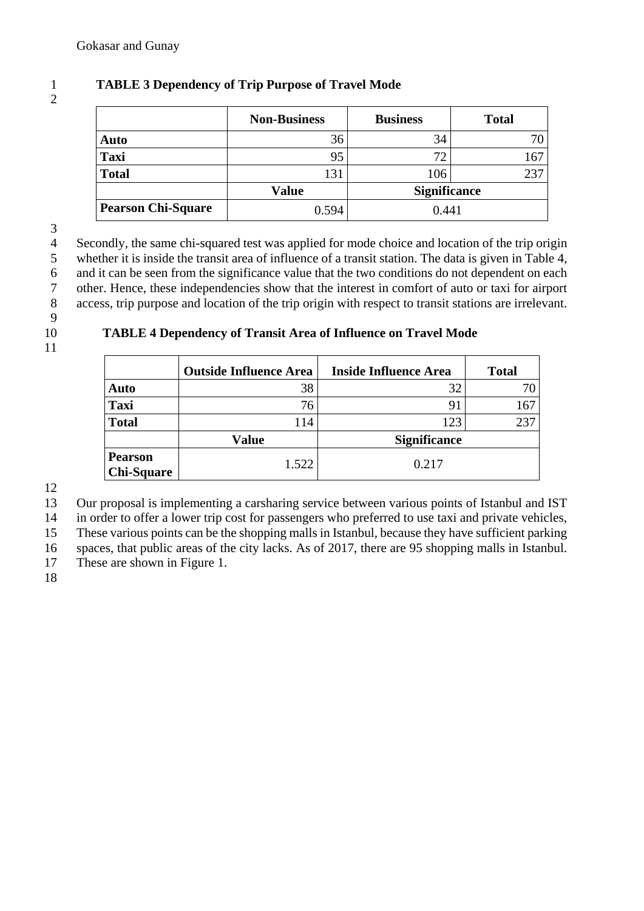**TABLE 3 Dependency of Trip Purpose of Travel Mode**

| | Non-Business | Business | Total |
|---|---|---|---|
| **Auto** | 36 | 34 | 70 |
| **Taxi** | 95 | 72 | 167 |
| **Total** | 131 | 106 | 237 |
| | **Value** | **Significance** | |
| **Pearson Chi-Square** | 0.594 | 0.441 | |

Secondly, the same chi-squared test was applied for mode choice and location of the trip origin whether it is inside the transit area of influence of a transit station. The data is given in Table 4, and it can be seen from the significance value that the two conditions do not dependent on each other. Hence, these independencies show that the interest in comfort of auto or taxi for airport access, trip purpose and location of the trip origin with respect to transit stations are irrelevant.

**TABLE 4 Dependency of Transit Area of Influence on Travel Mode**

| | Outside Influence Area | Inside Influence Area | Total |
|---|---|---|---|
| **Auto** | 38 | 32 | 70 |
| **Taxi** | 76 | 91 | 167 |
| **Total** | 114 | 123 | 237 |
| | **Value** | **Significance** | |
| **Pearson Chi-Square** | 1.522 | 0.217 | |

Our proposal is implementing a carsharing service between various points of Istanbul and IST in order to offer a lower trip cost for passengers who preferred to use taxi and private vehicles, These various points can be the shopping malls in Istanbul, because they have sufficient parking spaces, that public areas of the city lacks. As of 2017, there are 95 shopping malls in Istanbul. These are shown in Figure 1.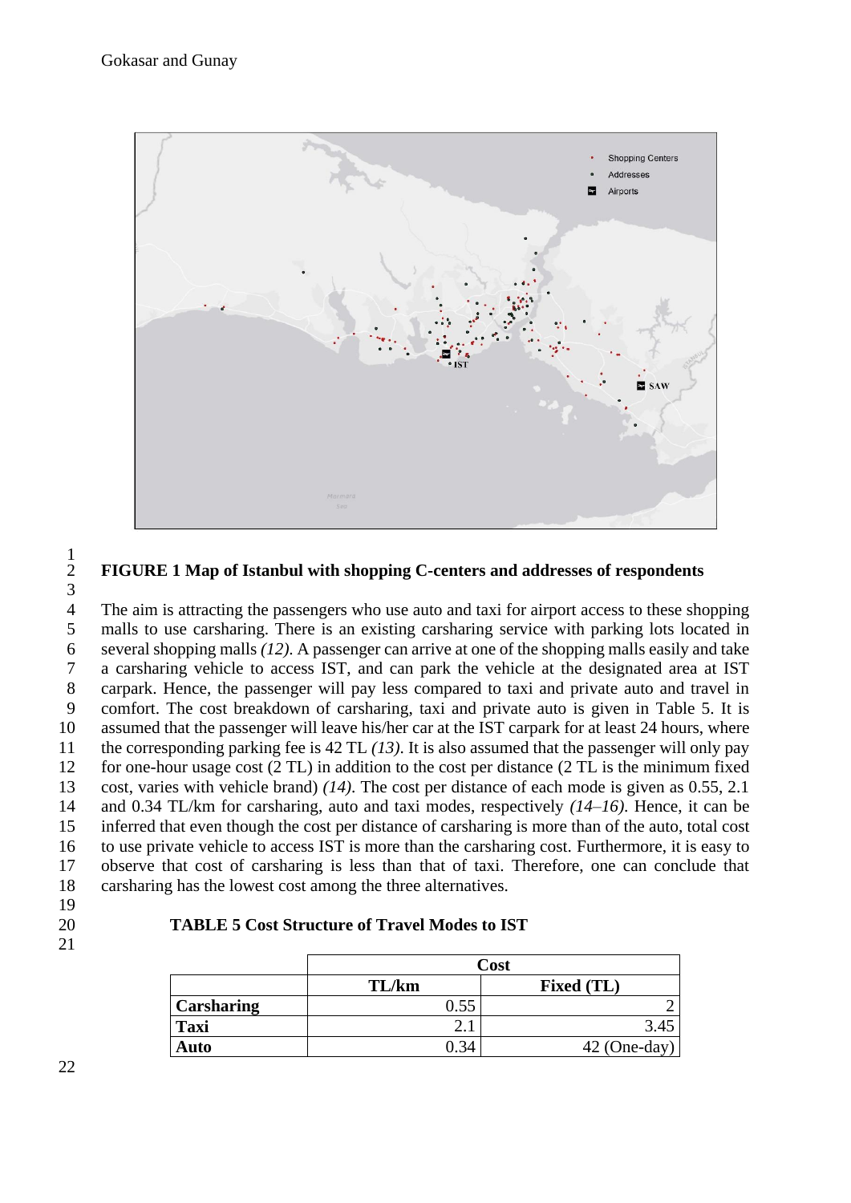**FIGURE 1 Map of Istanbul with shopping C-centers and addresses of respondents**

The aim is attracting the passengers who use auto and taxi for airport access to these shopping malls to use carsharing. There is an existing carsharing service with parking lots located in several shopping malls *(12)*. A passenger can arrive at one of the shopping malls easily and take a carsharing vehicle to access IST, and can park the vehicle at the designated area at IST carpark. Hence, the passenger will pay less compared to taxi and private auto and travel in comfort. The cost breakdown of carsharing, taxi and private auto is given in Table 5. It is assumed that the passenger will leave his/her car at the IST carpark for at least 24 hours, where the corresponding parking fee is 42 TL *(13)*. It is also assumed that the passenger will only pay for one-hour usage cost (2 TL) in addition to the cost per distance (2 TL is the minimum fixed cost, varies with vehicle brand) *(14)*. The cost per distance of each mode is given as 0.55, 2.1 and 0.34 TL/km for carsharing, auto and taxi modes, respectively *(14–16)*. Hence, it can be inferred that even though the cost per distance of carsharing is more than of the auto, total cost to use private vehicle to access IST is more than the carsharing cost. Furthermore, it is easy to observe that cost of carsharing is less than that of taxi. Therefore, one can conclude that carsharing has the lowest cost among the three alternatives.

**TABLE 5 Cost Structure of Travel Modes to IST**

| | Cost | |
|---|---|---|
| | **TL/km** | **Fixed (TL)** |
| **Carsharing** | 0.55 | 2 |
| **Taxi** | 2.1 | 3.45 |
| **Auto** | 0.34 | 42 (One-day) |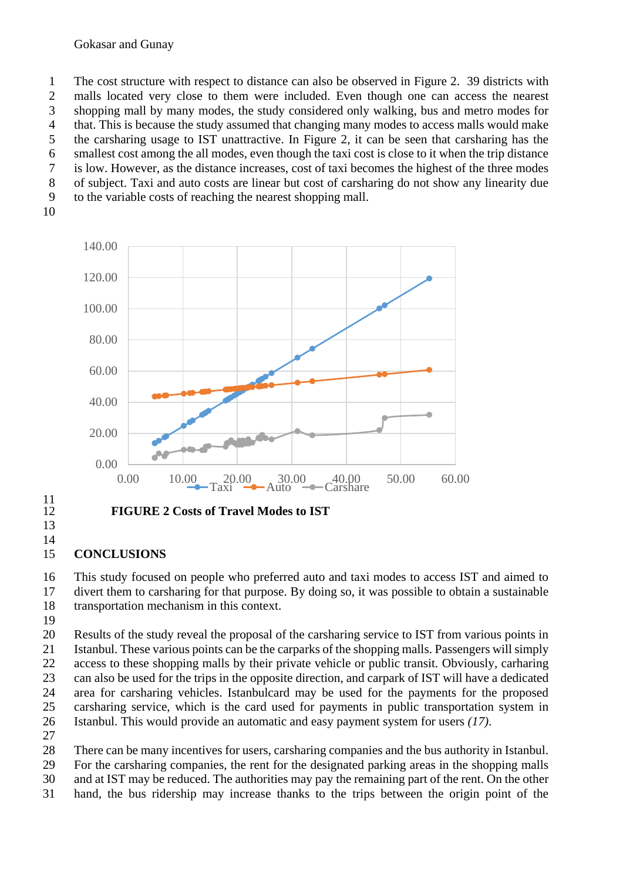The cost structure with respect to distance can also be observed in Figure 2. 39 districts with malls located very close to them were included. Even though one can access the nearest shopping mall by many modes, the study considered only walking, bus and metro modes for that. This is because the study assumed that changing many modes to access malls would make the carsharing usage to IST unattractive. In Figure 2, it can be seen that carsharing has the smallest cost among the all modes, even though the taxi cost is close to it when the trip distance is low. However, as the distance increases, cost of taxi becomes the highest of the three modes of subject. Taxi and auto costs are linear but cost of carsharing do not show any linearity due to the variable costs of reaching the nearest shopping mall.

**FIGURE 2 Costs of Travel Modes to IST**

## CONCLUSIONS

This study focused on people who preferred auto and taxi modes to access IST and aimed to divert them to carsharing for that purpose. By doing so, it was possible to obtain a sustainable transportation mechanism in this context.

Results of the study reveal the proposal of the carsharing service to IST from various points in Istanbul. These various points can be the carparks of the shopping malls. Passengers will simply access to these shopping malls by their private vehicle or public transit. Obviously, carharing can also be used for the trips in the opposite direction, and carpark of IST will have a dedicated area for carsharing vehicles. Istanbulcard may be used for the payments for the proposed carsharing service, which is the card used for payments in public transportation system in Istanbul. This would provide an automatic and easy payment system for users *(17)*.

There can be many incentives for users, carsharing companies and the bus authority in Istanbul. For the carsharing companies, the rent for the designated parking areas in the shopping malls and at IST may be reduced. The authorities may pay the remaining part of the rent. On the other hand, the bus ridership may increase thanks to the trips between the origin point of the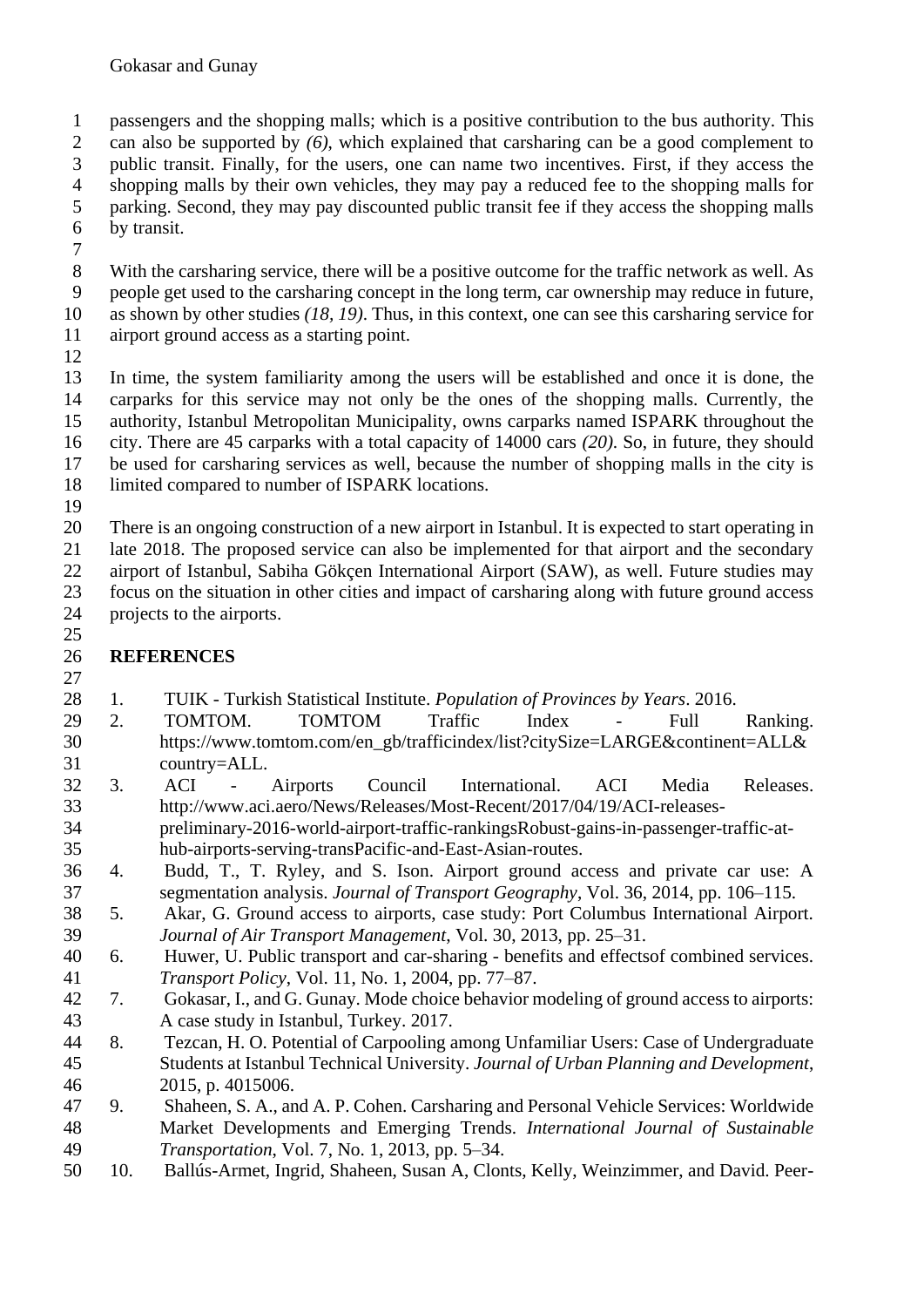passengers and the shopping malls; which is a positive contribution to the bus authority. This can also be supported by *(6)*, which explained that carsharing can be a good complement to public transit. Finally, for the users, one can name two incentives. First, if they access the shopping malls by their own vehicles, they may pay a reduced fee to the shopping malls for parking. Second, they may pay discounted public transit fee if they access the shopping malls by transit.

With the carsharing service, there will be a positive outcome for the traffic network as well. As people get used to the carsharing concept in the long term, car ownership may reduce in future, as shown by other studies *(18, 19)*. Thus, in this context, one can see this carsharing service for airport ground access as a starting point.

In time, the system familiarity among the users will be established and once it is done, the carparks for this service may not only be the ones of the shopping malls. Currently, the authority, Istanbul Metropolitan Municipality, owns carparks named ISPARK throughout the city. There are 45 carparks with a total capacity of 14000 cars *(20)*. So, in future, they should be used for carsharing services as well, because the number of shopping malls in the city is limited compared to number of ISPARK locations.

There is an ongoing construction of a new airport in Istanbul. It is expected to start operating in late 2018. The proposed service can also be implemented for that airport and the secondary airport of Istanbul, Sabiha Gökçen International Airport (SAW), as well. Future studies may focus on the situation in other cities and impact of carsharing along with future ground access projects to the airports.

## REFERENCES

1. TUIK - Turkish Statistical Institute. *Population of Provinces by Years*. 2016.
2. TOMTOM. TOMTOM Traffic Index - Full Ranking. https://www.tomtom.com/en_gb/trafficindex/list?citySize=LARGE&continent=ALL&country=ALL.
3. ACI - Airports Council International. ACI Media Releases. http://www.aci.aero/News/Releases/Most-Recent/2017/04/19/ACI-releases-preliminary-2016-world-airport-traffic-rankingsRobust-gains-in-passenger-traffic-at-hub-airports-serving-transPacific-and-East-Asian-routes.
4. Budd, T., T. Ryley, and S. Ison. Airport ground access and private car use: A segmentation analysis. *Journal of Transport Geography*, Vol. 36, 2014, pp. 106–115.
5. Akar, G. Ground access to airports, case study: Port Columbus International Airport. *Journal of Air Transport Management*, Vol. 30, 2013, pp. 25–31.
6. Huwer, U. Public transport and car-sharing - benefits and effectsof combined services. *Transport Policy*, Vol. 11, No. 1, 2004, pp. 77–87.
7. Gokasar, I., and G. Gunay. Mode choice behavior modeling of ground access to airports: A case study in Istanbul, Turkey. 2017.
8. Tezcan, H. O. Potential of Carpooling among Unfamiliar Users: Case of Undergraduate Students at Istanbul Technical University. *Journal of Urban Planning and Development*, 2015, p. 4015006.
9. Shaheen, S. A., and A. P. Cohen. Carsharing and Personal Vehicle Services: Worldwide Market Developments and Emerging Trends. *International Journal of Sustainable Transportation*, Vol. 7, No. 1, 2013, pp. 5–34.
10. Ballús-Armet, Ingrid, Shaheen, Susan A, Clonts, Kelly, Weinzimmer, and David. Peer-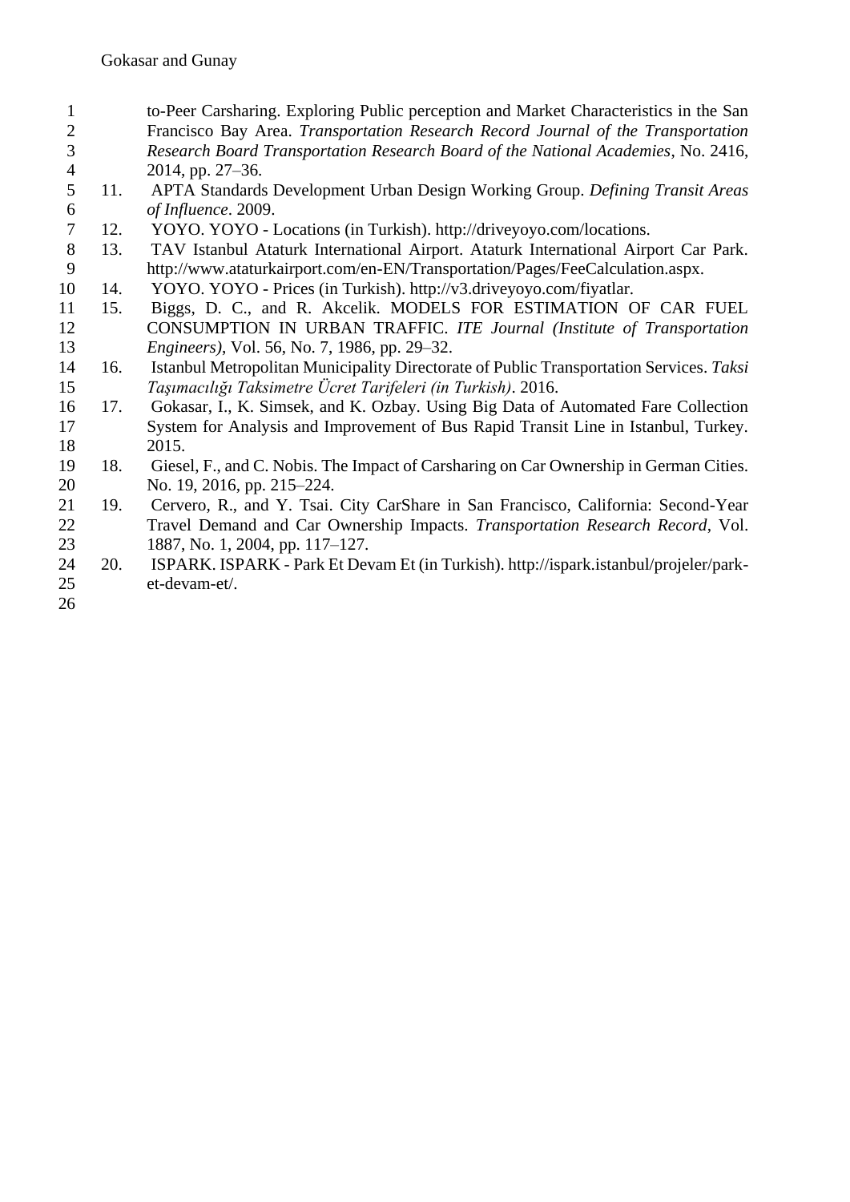to-Peer Carsharing. Exploring Public perception and Market Characteristics in the San Francisco Bay Area. *Transportation Research Record Journal of the Transportation Research Board Transportation Research Board of the National Academies*, No. 2416, 2014, pp. 27–36.

11. APTA Standards Development Urban Design Working Group. *Defining Transit Areas of Influence*. 2009.
12. YOYO. YOYO - Locations (in Turkish). http://driveyoyo.com/locations.
13. TAV Istanbul Ataturk International Airport. Ataturk International Airport Car Park. http://www.ataturkairport.com/en-EN/Transportation/Pages/FeeCalculation.aspx.
14. YOYO. YOYO - Prices (in Turkish). http://v3.driveyoyo.com/fiyatlar.
15. Biggs, D. C., and R. Akcelik. MODELS FOR ESTIMATION OF CAR FUEL CONSUMPTION IN URBAN TRAFFIC. *ITE Journal (Institute of Transportation Engineers)*, Vol. 56, No. 7, 1986, pp. 29–32.
16. Istanbul Metropolitan Municipality Directorate of Public Transportation Services. *Taksi Taşımacılığı Taksimetre Ücret Tarifeleri (in Turkish)*. 2016.
17. Gokasar, I., K. Simsek, and K. Ozbay. Using Big Data of Automated Fare Collection System for Analysis and Improvement of Bus Rapid Transit Line in Istanbul, Turkey. 2015.
18. Giesel, F., and C. Nobis. The Impact of Carsharing on Car Ownership in German Cities. No. 19, 2016, pp. 215–224.
19. Cervero, R., and Y. Tsai. City CarShare in San Francisco, California: Second-Year Travel Demand and Car Ownership Impacts. *Transportation Research Record*, Vol. 1887, No. 1, 2004, pp. 117–127.
20. ISPARK. ISPARK - Park Et Devam Et (in Turkish). http://ispark.istanbul/projeler/park-et-devam-et/.